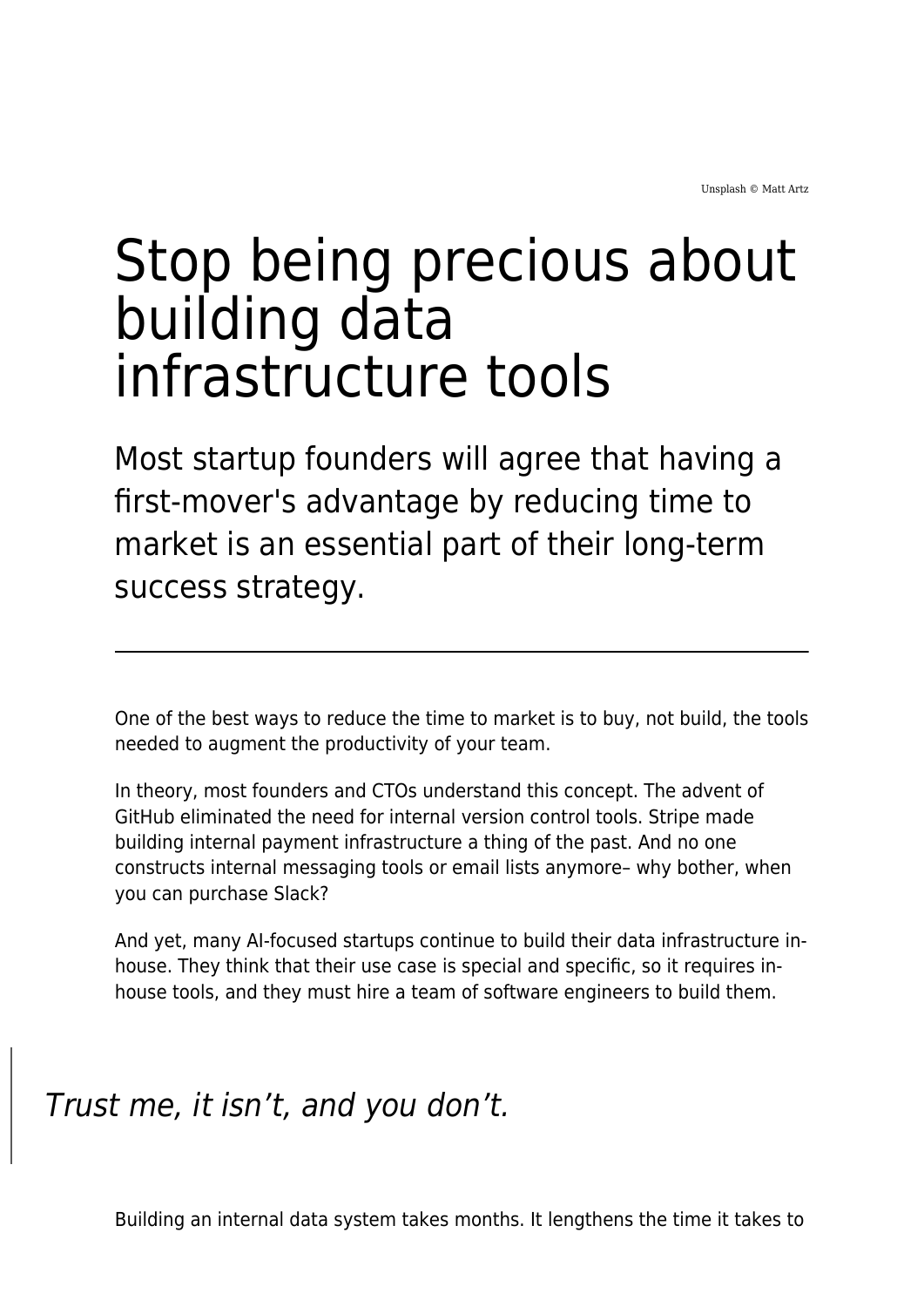Unsplash © Matt Artz

# Stop being precious about building data infrastructure tools

Most startup founders will agree that having a first-mover's advantage by reducing time to market is an essential part of their long-term success strategy.

---

One of the best ways to reduce the time to market is to buy, not build, the tools needed to augment the productivity of your team.

In theory, most founders and CTOs understand this concept. The advent of GitHub eliminated the need for internal version control tools. Stripe made building internal payment infrastructure a thing of the past. And no one constructs internal messaging tools or email lists anymore– why bother, when you can purchase Slack?

And yet, many AI-focused startups continue to build their data infrastructure in-house. They think that their use case is special and specific, so it requires in-house tools, and they must hire a team of software engineers to build them.

> *Trust me, it isn't, and you don't.*

Building an internal data system takes months. It lengthens the time it takes to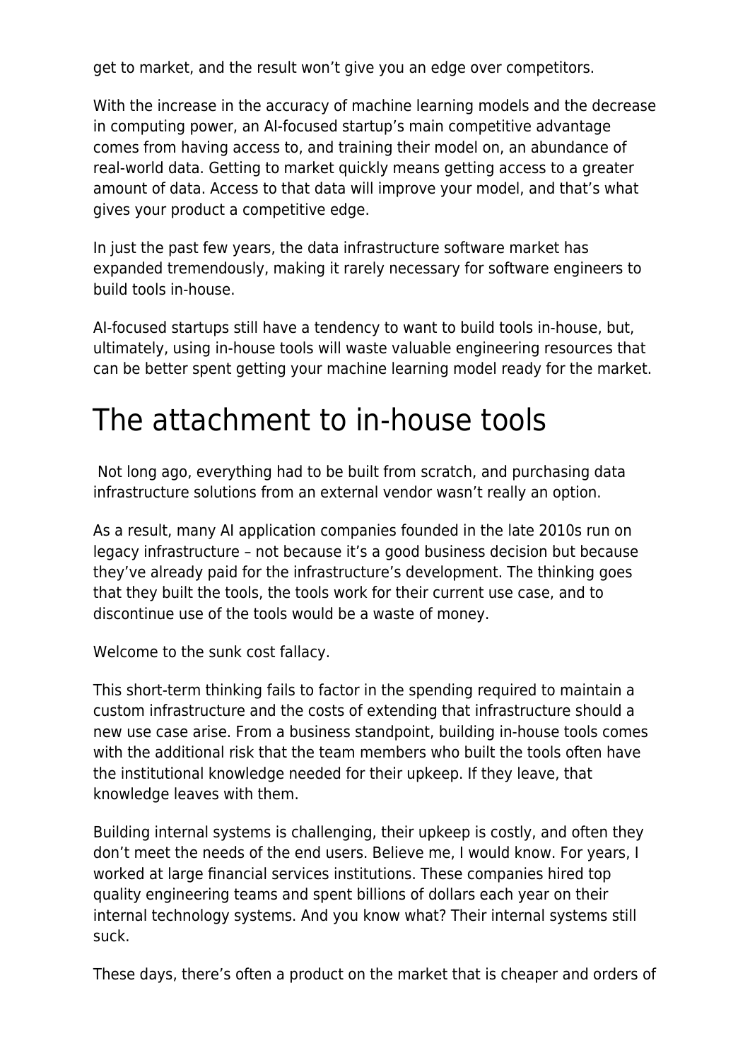get to market, and the result won't give you an edge over competitors.

With the increase in the accuracy of machine learning models and the decrease in computing power, an AI-focused startup's main competitive advantage comes from having access to, and training their model on, an abundance of real-world data. Getting to market quickly means getting access to a greater amount of data. Access to that data will improve your model, and that's what gives your product a competitive edge.

In just the past few years, the data infrastructure software market has expanded tremendously, making it rarely necessary for software engineers to build tools in-house.

AI-focused startups still have a tendency to want to build tools in-house, but, ultimately, using in-house tools will waste valuable engineering resources that can be better spent getting your machine learning model ready for the market.

# The attachment to in-house tools

Not long ago, everything had to be built from scratch, and purchasing data infrastructure solutions from an external vendor wasn't really an option.

As a result, many AI application companies founded in the late 2010s run on legacy infrastructure – not because it's a good business decision but because they've already paid for the infrastructure's development. The thinking goes that they built the tools, the tools work for their current use case, and to discontinue use of the tools would be a waste of money.

Welcome to the sunk cost fallacy.

This short-term thinking fails to factor in the spending required to maintain a custom infrastructure and the costs of extending that infrastructure should a new use case arise. From a business standpoint, building in-house tools comes with the additional risk that the team members who built the tools often have the institutional knowledge needed for their upkeep. If they leave, that knowledge leaves with them.

Building internal systems is challenging, their upkeep is costly, and often they don't meet the needs of the end users. Believe me, I would know. For years, I worked at large financial services institutions. These companies hired top quality engineering teams and spent billions of dollars each year on their internal technology systems. And you know what? Their internal systems still suck.

These days, there's often a product on the market that is cheaper and orders of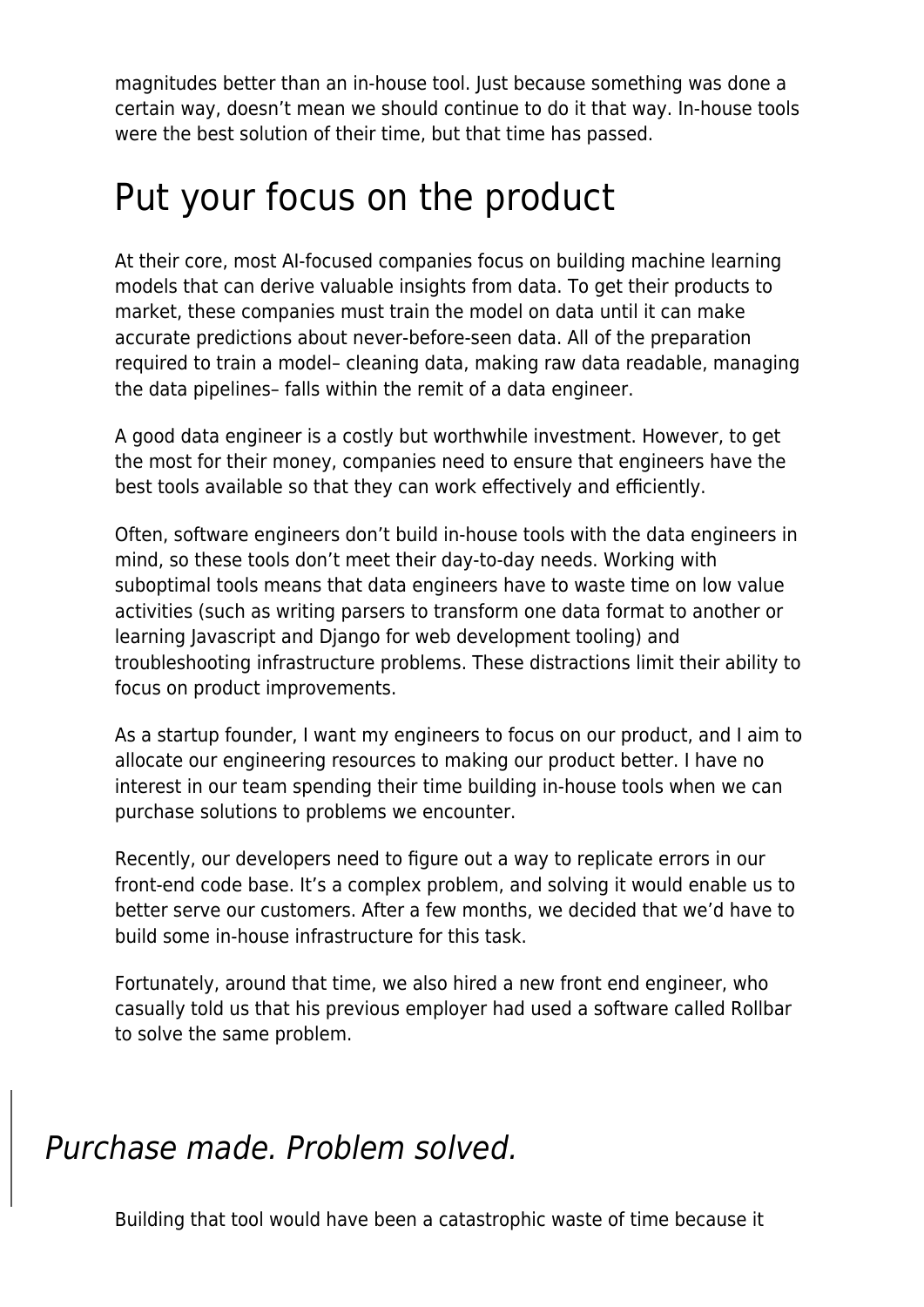magnitudes better than an in-house tool. Just because something was done a certain way, doesn't mean we should continue to do it that way. In-house tools were the best solution of their time, but that time has passed.

## Put your focus on the product

At their core, most AI-focused companies focus on building machine learning models that can derive valuable insights from data. To get their products to market, these companies must train the model on data until it can make accurate predictions about never-before-seen data. All of the preparation required to train a model– cleaning data, making raw data readable, managing the data pipelines– falls within the remit of a data engineer.

A good data engineer is a costly but worthwhile investment. However, to get the most for their money, companies need to ensure that engineers have the best tools available so that they can work effectively and efficiently.

Often, software engineers don't build in-house tools with the data engineers in mind, so these tools don't meet their day-to-day needs. Working with suboptimal tools means that data engineers have to waste time on low value activities (such as writing parsers to transform one data format to another or learning Javascript and Django for web development tooling) and troubleshooting infrastructure problems. These distractions limit their ability to focus on product improvements.

As a startup founder, I want my engineers to focus on our product, and I aim to allocate our engineering resources to making our product better. I have no interest in our team spending their time building in-house tools when we can purchase solutions to problems we encounter.

Recently, our developers need to figure out a way to replicate errors in our front-end code base. It's a complex problem, and solving it would enable us to better serve our customers. After a few months, we decided that we'd have to build some in-house infrastructure for this task.

Fortunately, around that time, we also hired a new front end engineer, who casually told us that his previous employer had used a software called Rollbar to solve the same problem.

> *Purchase made. Problem solved.*

Building that tool would have been a catastrophic waste of time because it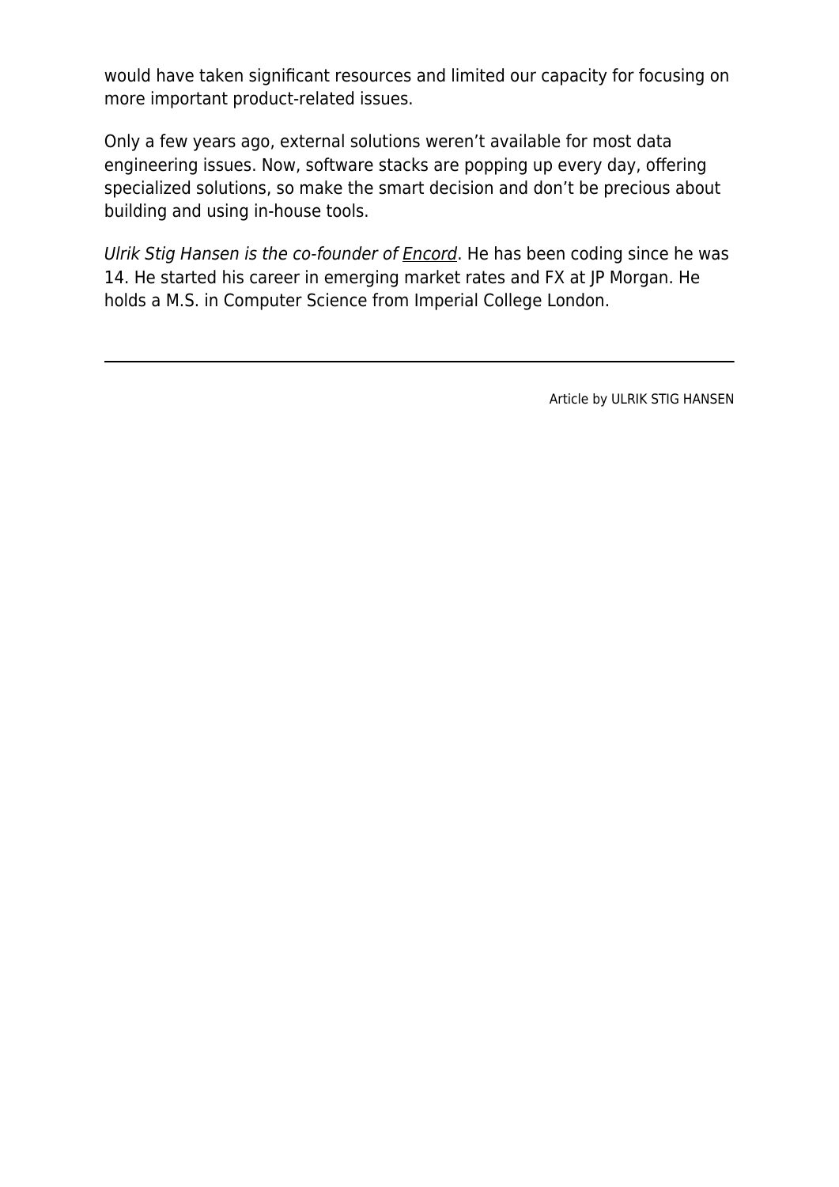would have taken significant resources and limited our capacity for focusing on more important product-related issues.

Only a few years ago, external solutions weren't available for most data engineering issues. Now, software stacks are popping up every day, offering specialized solutions, so make the smart decision and don't be precious about building and using in-house tools.

*Ulrik Stig Hansen is the co-founder of* Encord. He has been coding since he was 14. He started his career in emerging market rates and FX at JP Morgan. He holds a M.S. in Computer Science from Imperial College London.

---

Article by ULRIK STIG HANSEN